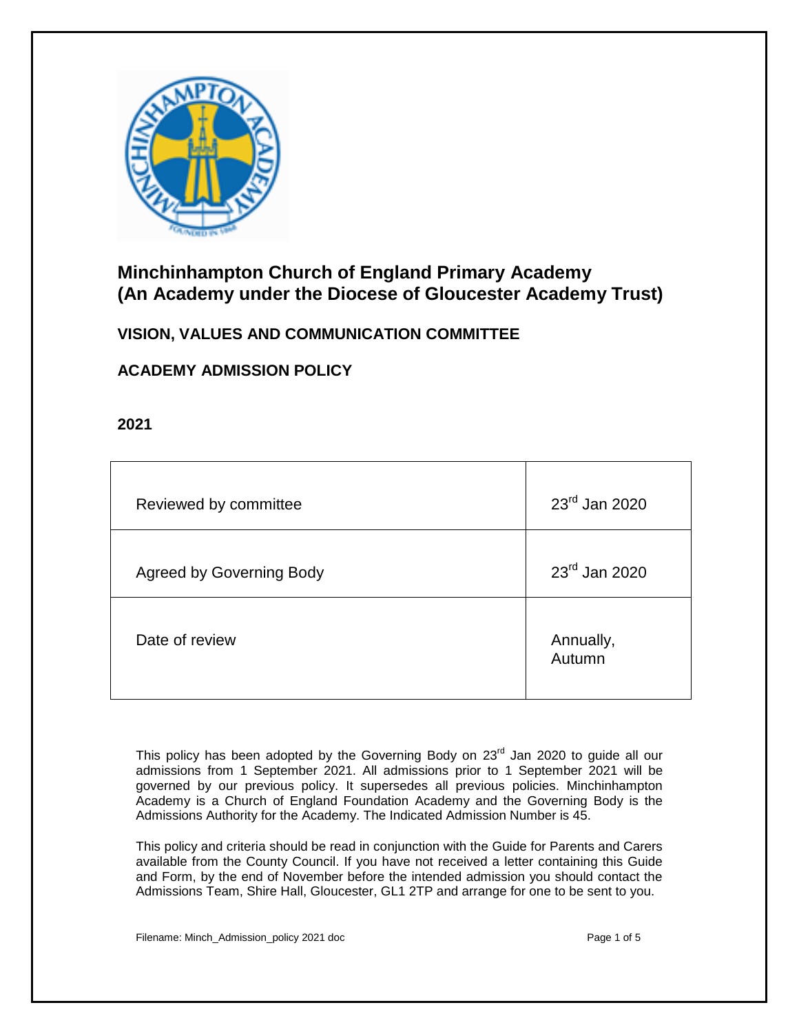# Minchinhampton Church of England Primary Academy (An Academy under the Diocese of Gloucester Academy Trust)

## VISION, VALUES AND COMMUNICATION COMMITTEE

## ACADEMY ADMISSION POLICY

**2021**

| | |
|---|---|
| Reviewed by committee | 23rd Jan 2020 |
| Agreed by Governing Body | 23rd Jan 2020 |
| Date of review | Annually, Autumn |

This policy has been adopted by the Governing Body on 23rd Jan 2020 to guide all our admissions from 1 September 2021. All admissions prior to 1 September 2021 will be governed by our previous policy. It supersedes all previous policies. Minchinhampton Academy is a Church of England Foundation Academy and the Governing Body is the Admissions Authority for the Academy. The Indicated Admission Number is 45.

This policy and criteria should be read in conjunction with the Guide for Parents and Carers available from the County Council. If you have not received a letter containing this Guide and Form, by the end of November before the intended admission you should contact the Admissions Team, Shire Hall, Gloucester, GL1 2TP and arrange for one to be sent to you.

Filename: Minch_Admission_policy 2021 doc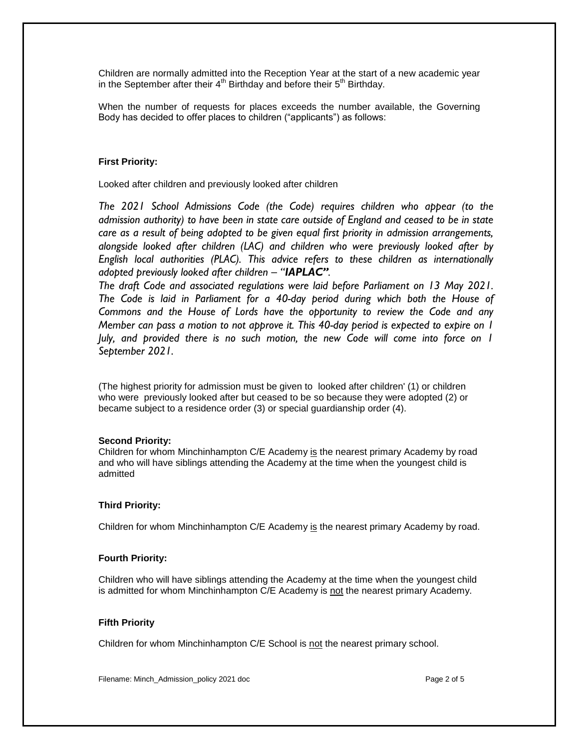Children are normally admitted into the Reception Year at the start of a new academic year in the September after their 4th Birthday and before their 5th Birthday.

When the number of requests for places exceeds the number available, the Governing Body has decided to offer places to children ("applicants") as follows:

**First Priority:**

Looked after children and previously looked after children

*The 2021 School Admissions Code (the Code) requires children who appear (to the admission authority) to have been in state care outside of England and ceased to be in state care as a result of being adopted to be given equal first priority in admission arrangements, alongside looked after children (LAC) and children who were previously looked after by English local authorities (PLAC). This advice refers to these children as internationally adopted previously looked after children – "**IAPLAC**".*

*The draft Code and associated regulations were laid before Parliament on 13 May 2021. The Code is laid in Parliament for a 40-day period during which both the House of Commons and the House of Lords have the opportunity to review the Code and any Member can pass a motion to not approve it. This 40-day period is expected to expire on 1 July, and provided there is no such motion, the new Code will come into force on 1 September 2021.*

(The highest priority for admission must be given to looked after children' (1) or children who were previously looked after but ceased to be so because they were adopted (2) or became subject to a residence order (3) or special guardianship order (4).

**Second Priority:**

Children for whom Minchinhampton C/E Academy is the nearest primary Academy by road and who will have siblings attending the Academy at the time when the youngest child is admitted

**Third Priority:**

Children for whom Minchinhampton C/E Academy is the nearest primary Academy by road.

**Fourth Priority:**

Children who will have siblings attending the Academy at the time when the youngest child is admitted for whom Minchinhampton C/E Academy is not the nearest primary Academy.

**Fifth Priority**

Children for whom Minchinhampton C/E School is not the nearest primary school.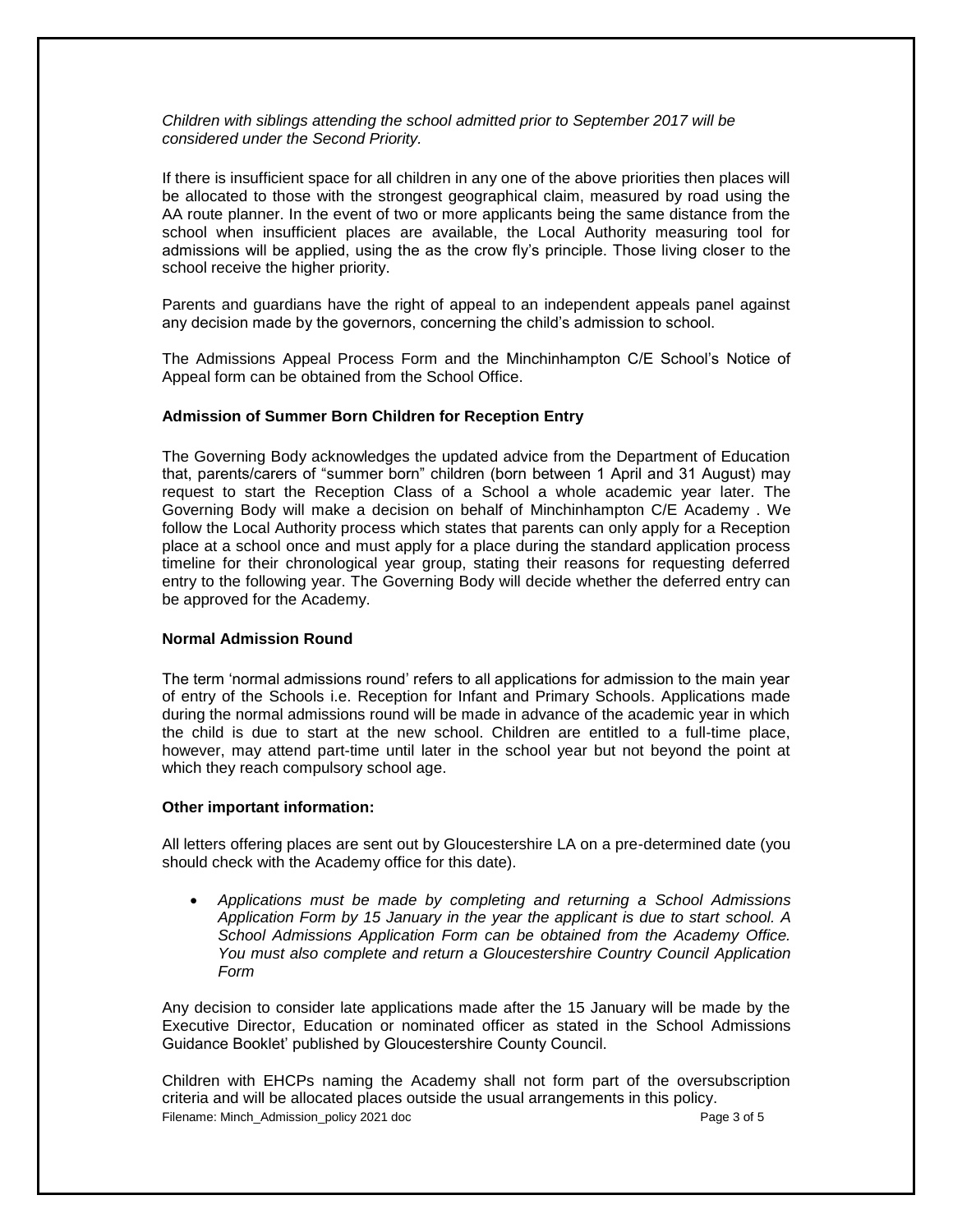*Children with siblings attending the school admitted prior to September 2017 will be considered under the Second Priority.*

If there is insufficient space for all children in any one of the above priorities then places will be allocated to those with the strongest geographical claim, measured by road using the AA route planner. In the event of two or more applicants being the same distance from the school when insufficient places are available, the Local Authority measuring tool for admissions will be applied, using the as the crow fly's principle. Those living closer to the school receive the higher priority.

Parents and guardians have the right of appeal to an independent appeals panel against any decision made by the governors, concerning the child's admission to school.

The Admissions Appeal Process Form and the Minchinhampton C/E School's Notice of Appeal form can be obtained from the School Office.

**Admission of Summer Born Children for Reception Entry**

The Governing Body acknowledges the updated advice from the Department of Education that, parents/carers of "summer born" children (born between 1 April and 31 August) may request to start the Reception Class of a School a whole academic year later. The Governing Body will make a decision on behalf of Minchinhampton C/E Academy . We follow the Local Authority process which states that parents can only apply for a Reception place at a school once and must apply for a place during the standard application process timeline for their chronological year group, stating their reasons for requesting deferred entry to the following year. The Governing Body will decide whether the deferred entry can be approved for the Academy.

**Normal Admission Round**

The term 'normal admissions round' refers to all applications for admission to the main year of entry of the Schools i.e. Reception for Infant and Primary Schools. Applications made during the normal admissions round will be made in advance of the academic year in which the child is due to start at the new school. Children are entitled to a full-time place, however, may attend part-time until later in the school year but not beyond the point at which they reach compulsory school age.

**Other important information:**

All letters offering places are sent out by Gloucestershire LA on a pre-determined date (you should check with the Academy office for this date).

- *Applications must be made by completing and returning a School Admissions Application Form by 15 January in the year the applicant is due to start school. A School Admissions Application Form can be obtained from the Academy Office. You must also complete and return a Gloucestershire Country Council Application Form*

Any decision to consider late applications made after the 15 January will be made by the Executive Director, Education or nominated officer as stated in the School Admissions Guidance Booklet' published by Gloucestershire County Council.

Children with EHCPs naming the Academy shall not form part of the oversubscription criteria and will be allocated places outside the usual arrangements in this policy.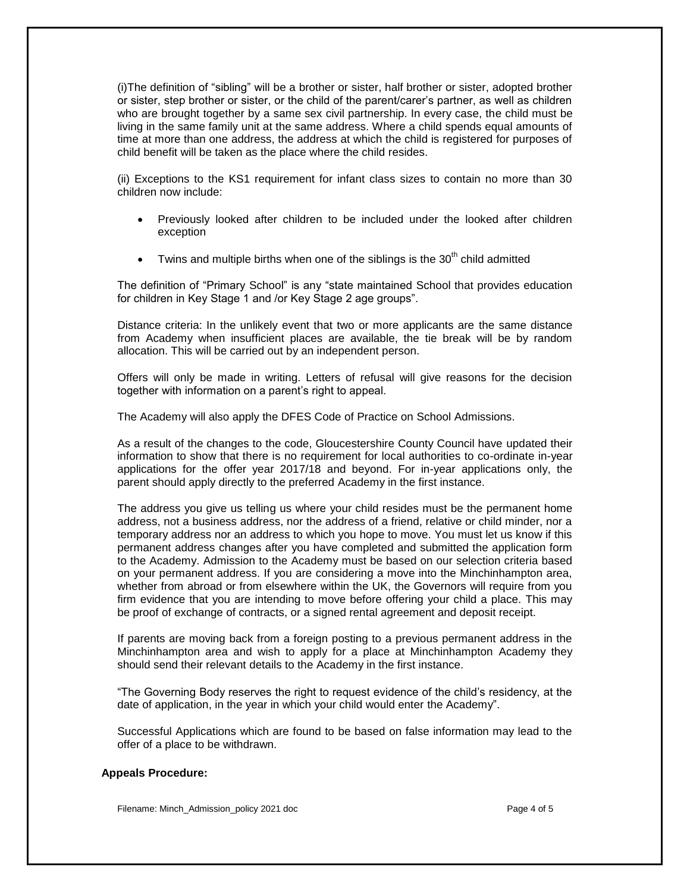(i)The definition of "sibling" will be a brother or sister, half brother or sister, adopted brother or sister, step brother or sister, or the child of the parent/carer's partner, as well as children who are brought together by a same sex civil partnership. In every case, the child must be living in the same family unit at the same address. Where a child spends equal amounts of time at more than one address, the address at which the child is registered for purposes of child benefit will be taken as the place where the child resides.

(ii) Exceptions to the KS1 requirement for infant class sizes to contain no more than 30 children now include:

- Previously looked after children to be included under the looked after children exception
- Twins and multiple births when one of the siblings is the 30th child admitted

The definition of "Primary School" is any "state maintained School that provides education for children in Key Stage 1 and /or Key Stage 2 age groups".

Distance criteria: In the unlikely event that two or more applicants are the same distance from Academy when insufficient places are available, the tie break will be by random allocation. This will be carried out by an independent person.

Offers will only be made in writing. Letters of refusal will give reasons for the decision together with information on a parent's right to appeal.

The Academy will also apply the DFES Code of Practice on School Admissions.

As a result of the changes to the code, Gloucestershire County Council have updated their information to show that there is no requirement for local authorities to co-ordinate in-year applications for the offer year 2017/18 and beyond. For in-year applications only, the parent should apply directly to the preferred Academy in the first instance.

The address you give us telling us where your child resides must be the permanent home address, not a business address, nor the address of a friend, relative or child minder, nor a temporary address nor an address to which you hope to move. You must let us know if this permanent address changes after you have completed and submitted the application form to the Academy. Admission to the Academy must be based on our selection criteria based on your permanent address. If you are considering a move into the Minchinhampton area, whether from abroad or from elsewhere within the UK, the Governors will require from you firm evidence that you are intending to move before offering your child a place. This may be proof of exchange of contracts, or a signed rental agreement and deposit receipt.

If parents are moving back from a foreign posting to a previous permanent address in the Minchinhampton area and wish to apply for a place at Minchinhampton Academy they should send their relevant details to the Academy in the first instance.

"The Governing Body reserves the right to request evidence of the child's residency, at the date of application, in the year in which your child would enter the Academy".

Successful Applications which are found to be based on false information may lead to the offer of a place to be withdrawn.

**Appeals Procedure:**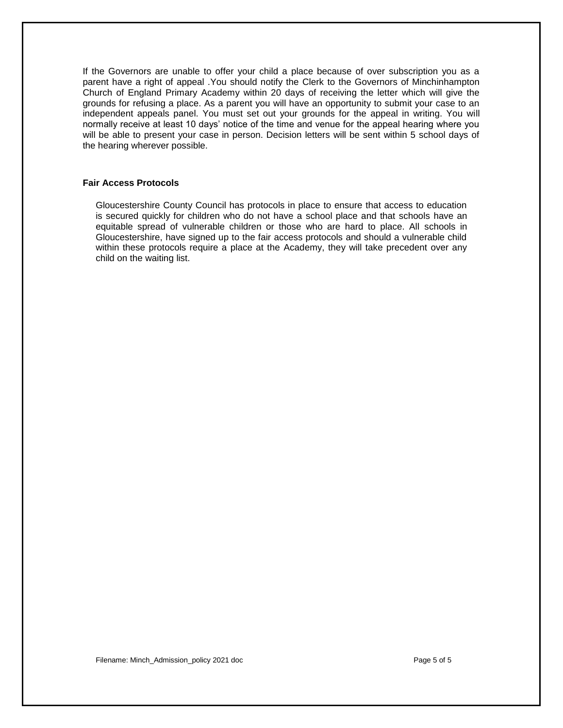If the Governors are unable to offer your child a place because of over subscription you as a parent have a right of appeal .You should notify the Clerk to the Governors of Minchinhampton Church of England Primary Academy within 20 days of receiving the letter which will give the grounds for refusing a place. As a parent you will have an opportunity to submit your case to an independent appeals panel. You must set out your grounds for the appeal in writing. You will normally receive at least 10 days' notice of the time and venue for the appeal hearing where you will be able to present your case in person. Decision letters will be sent within 5 school days of the hearing wherever possible.

**Fair Access Protocols**

Gloucestershire County Council has protocols in place to ensure that access to education is secured quickly for children who do not have a school place and that schools have an equitable spread of vulnerable children or those who are hard to place. All schools in Gloucestershire, have signed up to the fair access protocols and should a vulnerable child within these protocols require a place at the Academy, they will take precedent over any child on the waiting list.